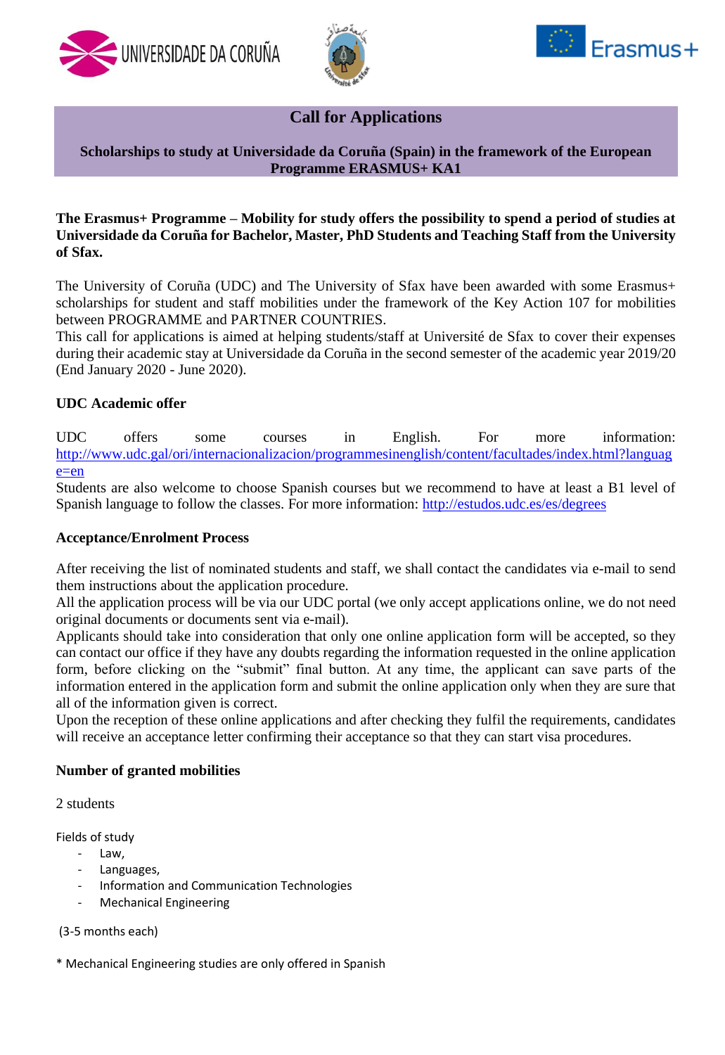# Call for Applications

**Scholarships to study at Universidade da Coruña (Spain) in the framework of the European Programme ERASMUS+ KA1**

**The Erasmus+ Programme – Mobility for study offers the possibility to spend a period of studies at Universidade da Coruña for Bachelor, Master, PhD Students and Teaching Staff from the University of Sfax.**

The University of Coruña (UDC) and The University of Sfax have been awarded with some Erasmus+ scholarships for student and staff mobilities under the framework of the Key Action 107 for mobilities between PROGRAMME and PARTNER COUNTRIES.
This call for applications is aimed at helping students/staff at Université de Sfax to cover their expenses during their academic stay at Universidade da Coruña in the second semester of the academic year 2019/20 (End January 2020 - June 2020).

## UDC Academic offer

UDC offers some courses in English. For more information: http://www.udc.gal/ori/internacionalizacion/programmesinenglish/content/facultades/index.html?language=en
Students are also welcome to choose Spanish courses but we recommend to have at least a B1 level of Spanish language to follow the classes. For more information: http://estudos.udc.es/es/degrees

## Acceptance/Enrolment Process

After receiving the list of nominated students and staff, we shall contact the candidates via e-mail to send them instructions about the application procedure.
All the application process will be via our UDC portal (we only accept applications online, we do not need original documents or documents sent via e-mail).
Applicants should take into consideration that only one online application form will be accepted, so they can contact our office if they have any doubts regarding the information requested in the online application form, before clicking on the "submit" final button. At any time, the applicant can save parts of the information entered in the application form and submit the online application only when they are sure that all of the information given is correct.
Upon the reception of these online applications and after checking they fulfil the requirements, candidates will receive an acceptance letter confirming their acceptance so that they can start visa procedures.

## Number of granted mobilities

2 students

Fields of study

- Law,
- Languages,
- Information and Communication Technologies
- Mechanical Engineering

(3-5 months each)

* Mechanical Engineering studies are only offered in Spanish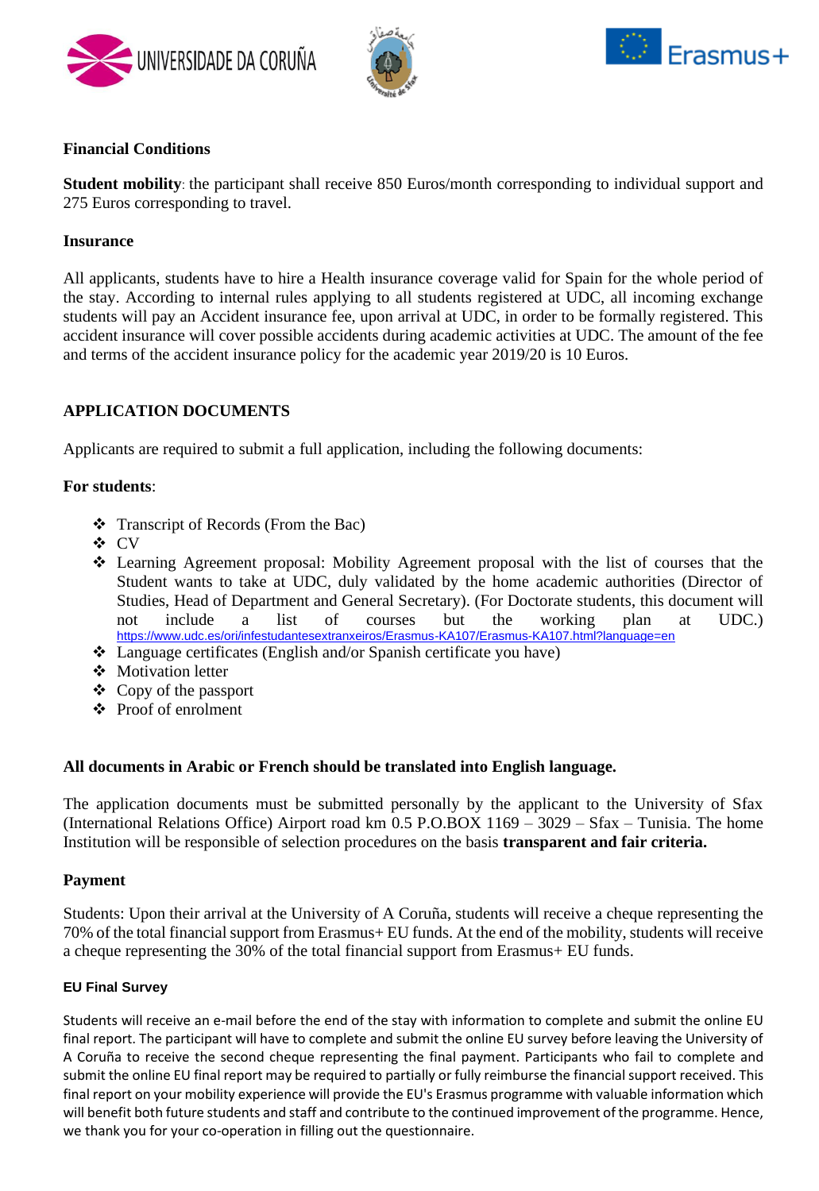**Financial Conditions**

**Student mobility**: the participant shall receive 850 Euros/month corresponding to individual support and 275 Euros corresponding to travel.

**Insurance**

All applicants, students have to hire a Health insurance coverage valid for Spain for the whole period of the stay. According to internal rules applying to all students registered at UDC, all incoming exchange students will pay an Accident insurance fee, upon arrival at UDC, in order to be formally registered. This accident insurance will cover possible accidents during academic activities at UDC. The amount of the fee and terms of the accident insurance policy for the academic year 2019/20 is 10 Euros.

**APPLICATION DOCUMENTS**

Applicants are required to submit a full application, including the following documents:

**For students**:

- Transcript of Records (From the Bac)
- CV
- Learning Agreement proposal: Mobility Agreement proposal with the list of courses that the Student wants to take at UDC, duly validated by the home academic authorities (Director of Studies, Head of Department and General Secretary). (For Doctorate students, this document will not include a list of courses but the working plan at UDC.) https://www.udc.es/ori/infestudantesextranxeiros/Erasmus-KA107/Erasmus-KA107.html?language=en
- Language certificates (English and/or Spanish certificate you have)
- Motivation letter
- Copy of the passport
- Proof of enrolment

**All documents in Arabic or French should be translated into English language.**

The application documents must be submitted personally by the applicant to the University of Sfax (International Relations Office) Airport road km 0.5 P.O.BOX 1169 – 3029 – Sfax – Tunisia. The home Institution will be responsible of selection procedures on the basis **transparent and fair criteria.**

**Payment**

Students: Upon their arrival at the University of A Coruña, students will receive a cheque representing the 70% of the total financial support from Erasmus+ EU funds. At the end of the mobility, students will receive a cheque representing the 30% of the total financial support from Erasmus+ EU funds.

**EU Final Survey**

Students will receive an e-mail before the end of the stay with information to complete and submit the online EU final report. The participant will have to complete and submit the online EU survey before leaving the University of A Coruña to receive the second cheque representing the final payment. Participants who fail to complete and submit the online EU final report may be required to partially or fully reimburse the financial support received. This final report on your mobility experience will provide the EU's Erasmus programme with valuable information which will benefit both future students and staff and contribute to the continued improvement of the programme. Hence, we thank you for your co-operation in filling out the questionnaire.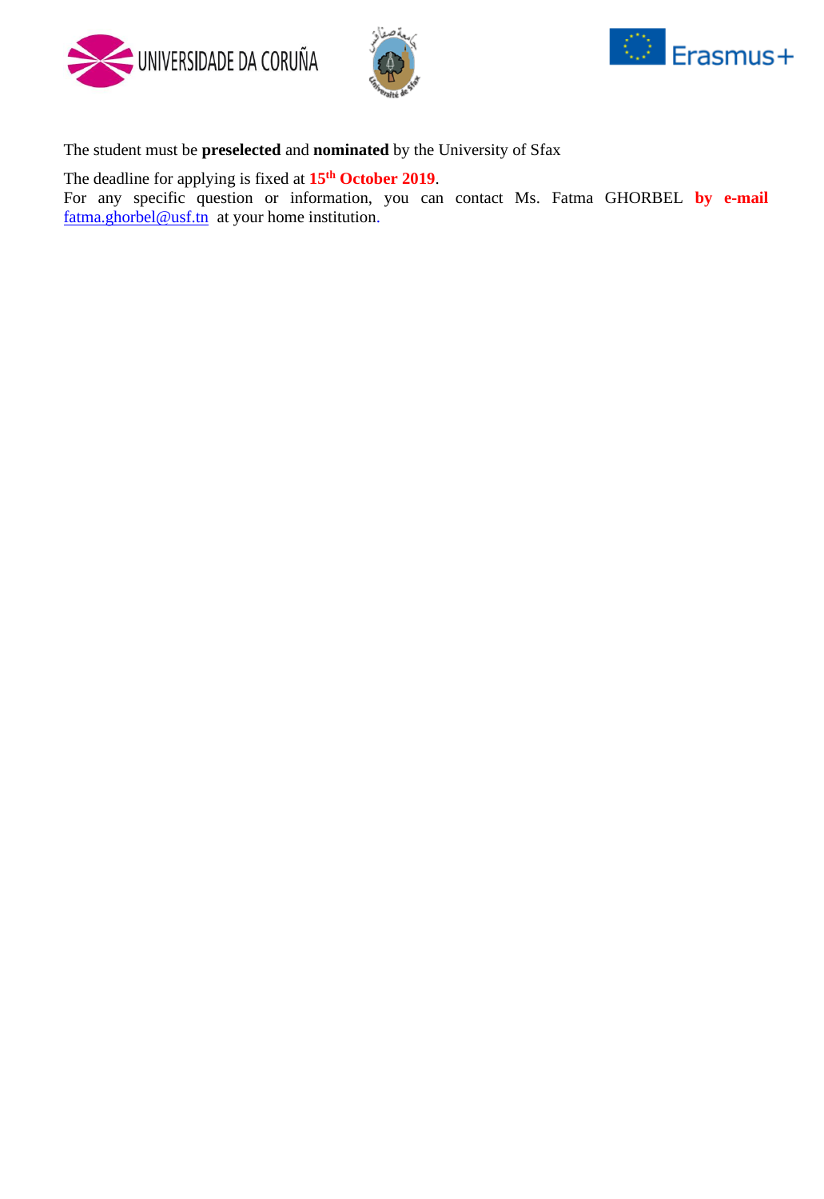The student must be **preselected** and **nominated** by the University of Sfax

The deadline for applying is fixed at **15th October 2019**.

For any specific question or information, you can contact Ms. Fatma GHORBEL **by e-mail** fatma.ghorbel@usf.tn at your home institution.